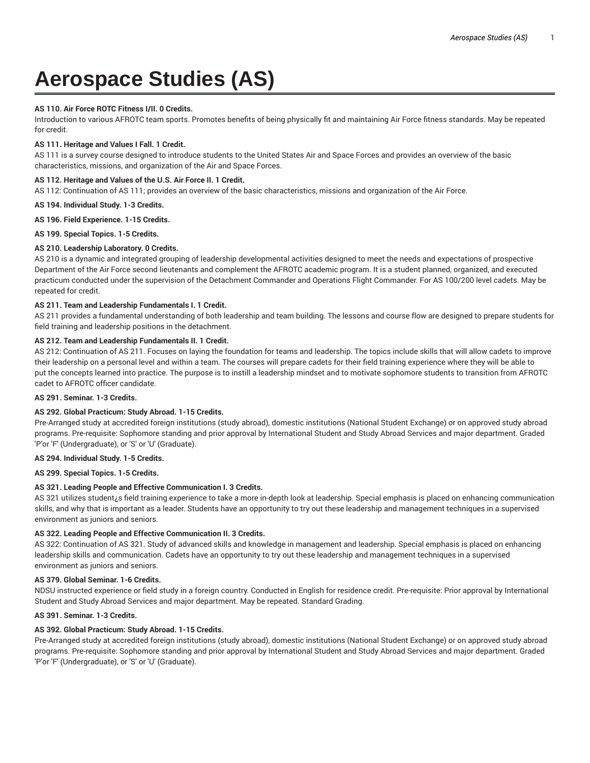# Aerospace Studies (AS)

**AS 110. Air Force ROTC Fitness I/II. 0 Credits.**
Introduction to various AFROTC team sports. Promotes benefits of being physically fit and maintaining Air Force fitness standards. May be repeated for credit.

**AS 111. Heritage and Values I Fall. 1 Credit.**
AS 111 is a survey course designed to introduce students to the United States Air and Space Forces and provides an overview of the basic characteristics, missions, and organization of the Air and Space Forces.

**AS 112. Heritage and Values of the U.S. Air Force II. 1 Credit.**
AS 112: Continuation of AS 111; provides an overview of the basic characteristics, missions and organization of the Air Force.

**AS 194. Individual Study. 1-3 Credits.**

**AS 196. Field Experience. 1-15 Credits.**

**AS 199. Special Topics. 1-5 Credits.**

**AS 210. Leadership Laboratory. 0 Credits.**
AS 210 is a dynamic and integrated grouping of leadership developmental activities designed to meet the needs and expectations of prospective Department of the Air Force second lieutenants and complement the AFROTC academic program. It is a student planned, organized, and executed practicum conducted under the supervision of the Detachment Commander and Operations Flight Commander. For AS 100/200 level cadets. May be repeated for credit.

**AS 211. Team and Leadership Fundamentals I. 1 Credit.**
AS 211 provides a fundamental understanding of both leadership and team building. The lessons and course flow are designed to prepare students for field training and leadership positions in the detachment.

**AS 212. Team and Leadership Fundamentals II. 1 Credit.**
AS 212: Continuation of AS 211. Focuses on laying the foundation for teams and leadership. The topics include skills that will allow cadets to improve their leadership on a personal level and within a team. The courses will prepare cadets for their field training experience where they will be able to put the concepts learned into practice. The purpose is to instill a leadership mindset and to motivate sophomore students to transition from AFROTC cadet to AFROTC officer candidate.

**AS 291. Seminar. 1-3 Credits.**

**AS 292. Global Practicum: Study Abroad. 1-15 Credits.**
Pre-Arranged study at accredited foreign institutions (study abroad), domestic institutions (National Student Exchange) or on approved study abroad programs. Pre-requisite: Sophomore standing and prior approval by International Student and Study Abroad Services and major department. Graded 'P'or 'F' (Undergraduate), or 'S' or 'U' (Graduate).

**AS 294. Individual Study. 1-5 Credits.**

**AS 299. Special Topics. 1-5 Credits.**

**AS 321. Leading People and Effective Communication I. 3 Credits.**
AS 321 utilizes student¿s field training experience to take a more in-depth look at leadership. Special emphasis is placed on enhancing communication skills, and why that is important as a leader. Students have an opportunity to try out these leadership and management techniques in a supervised environment as juniors and seniors.

**AS 322. Leading People and Effective Communication II. 3 Credits.**
AS 322: Continuation of AS 321. Study of advanced skills and knowledge in management and leadership. Special emphasis is placed on enhancing leadership skills and communication. Cadets have an opportunity to try out these leadership and management techniques in a supervised environment as juniors and seniors.

**AS 379. Global Seminar. 1-6 Credits.**
NDSU instructed experience or field study in a foreign country. Conducted in English for residence credit. Pre-requisite: Prior approval by International Student and Study Abroad Services and major department. May be repeated. Standard Grading.

**AS 391. Seminar. 1-3 Credits.**

**AS 392. Global Practicum: Study Abroad. 1-15 Credits.**
Pre-Arranged study at accredited foreign institutions (study abroad), domestic institutions (National Student Exchange) or on approved study abroad programs. Pre-requisite: Sophomore standing and prior approval by International Student and Study Abroad Services and major department. Graded 'P'or 'F' (Undergraduate), or 'S' or 'U' (Graduate).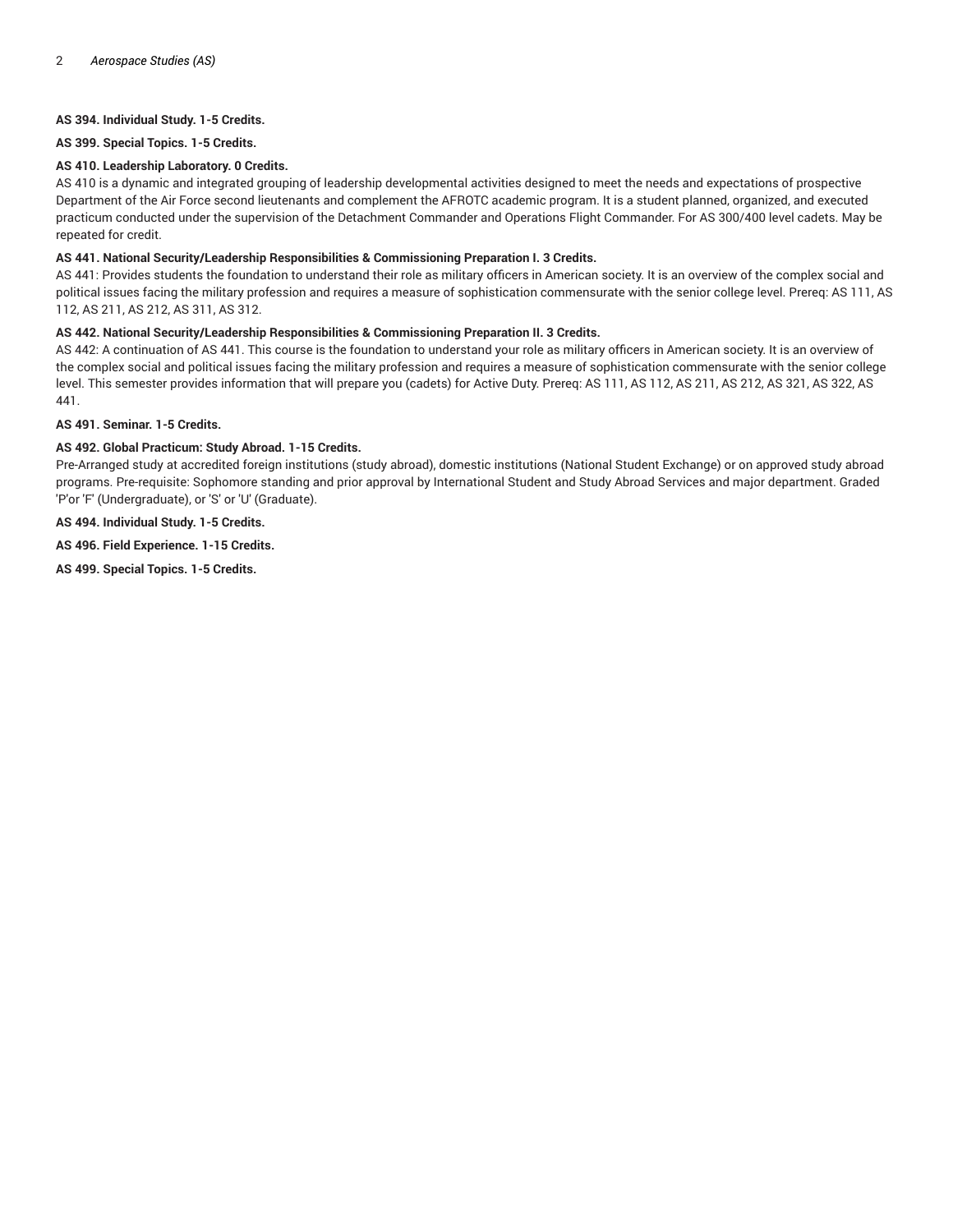**AS 394. Individual Study. 1-5 Credits.**

**AS 399. Special Topics. 1-5 Credits.**

**AS 410. Leadership Laboratory. 0 Credits.**

AS 410 is a dynamic and integrated grouping of leadership developmental activities designed to meet the needs and expectations of prospective Department of the Air Force second lieutenants and complement the AFROTC academic program. It is a student planned, organized, and executed practicum conducted under the supervision of the Detachment Commander and Operations Flight Commander. For AS 300/400 level cadets. May be repeated for credit.

**AS 441. National Security/Leadership Responsibilities & Commissioning Preparation I. 3 Credits.**

AS 441: Provides students the foundation to understand their role as military officers in American society. It is an overview of the complex social and political issues facing the military profession and requires a measure of sophistication commensurate with the senior college level. Prereq: AS 111, AS 112, AS 211, AS 212, AS 311, AS 312.

**AS 442. National Security/Leadership Responsibilities & Commissioning Preparation II. 3 Credits.**

AS 442: A continuation of AS 441. This course is the foundation to understand your role as military officers in American society. It is an overview of the complex social and political issues facing the military profession and requires a measure of sophistication commensurate with the senior college level. This semester provides information that will prepare you (cadets) for Active Duty. Prereq: AS 111, AS 112, AS 211, AS 212, AS 321, AS 322, AS 441.

**AS 491. Seminar. 1-5 Credits.**

**AS 492. Global Practicum: Study Abroad. 1-15 Credits.**

Pre-Arranged study at accredited foreign institutions (study abroad), domestic institutions (National Student Exchange) or on approved study abroad programs. Pre-requisite: Sophomore standing and prior approval by International Student and Study Abroad Services and major department. Graded 'P'or 'F' (Undergraduate), or 'S' or 'U' (Graduate).

**AS 494. Individual Study. 1-5 Credits.**

**AS 496. Field Experience. 1-15 Credits.**

**AS 499. Special Topics. 1-5 Credits.**